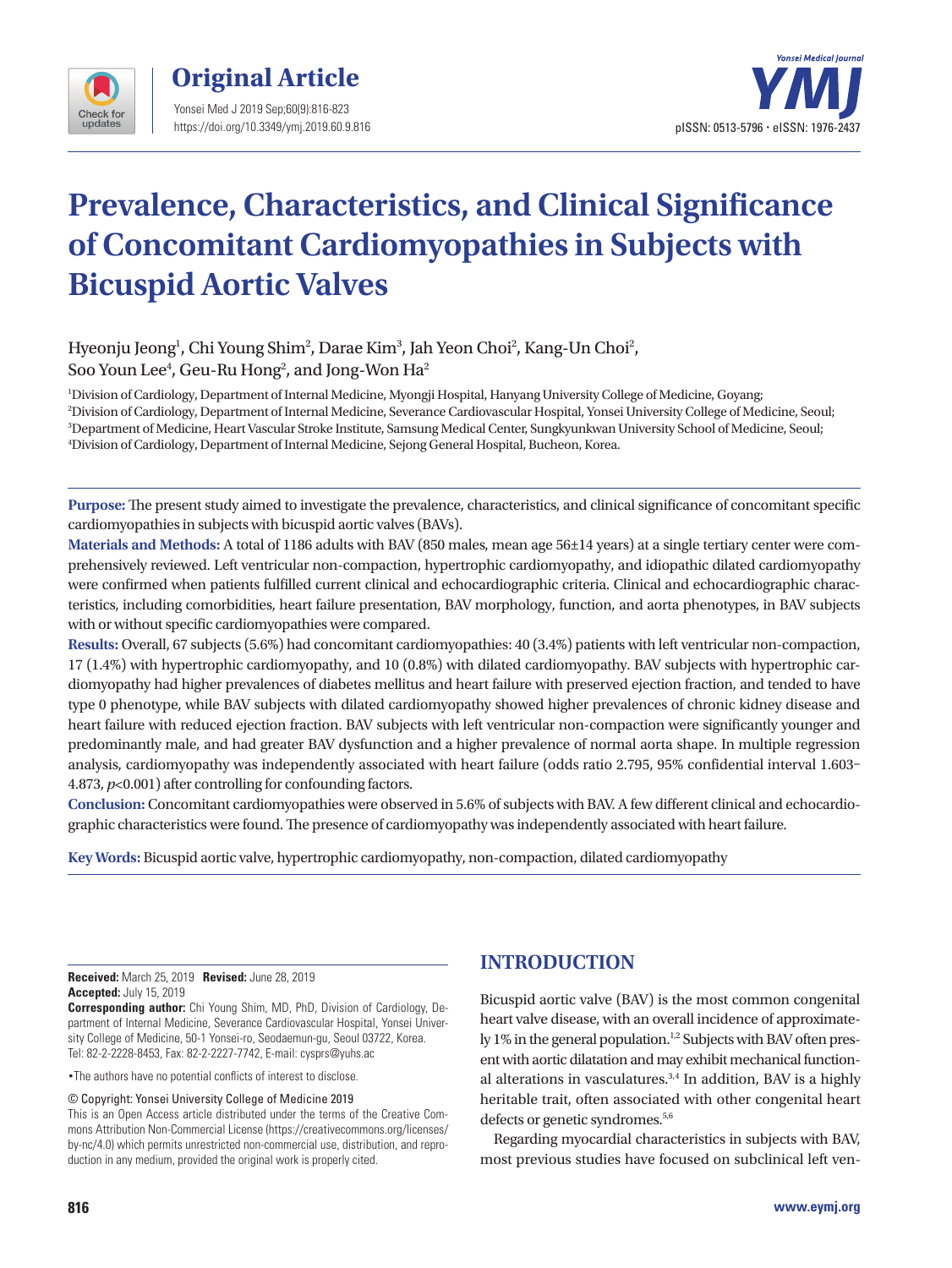# Prevalence, Characteristics, and Clinical Significance of Concomitant Cardiomyopathies in Subjects with Bicuspid Aortic Valves

Hyeonju Jeong[1], Chi Young Shim[2], Darae Kim[3], Jah Yeon Choi[2], Kang-Un Choi[2], Soo Youn Lee[4], Geu-Ru Hong[2], and Jong-Won Ha[2]

[1]Division of Cardiology, Department of Internal Medicine, Myongji Hospital, Hanyang University College of Medicine, Goyang;
[2]Division of Cardiology, Department of Internal Medicine, Severance Cardiovascular Hospital, Yonsei University College of Medicine, Seoul;
[3]Department of Medicine, Heart Vascular Stroke Institute, Samsung Medical Center, Sungkyunkwan University School of Medicine, Seoul;
[4]Division of Cardiology, Department of Internal Medicine, Sejong General Hospital, Bucheon, Korea.

**Purpose:** The present study aimed to investigate the prevalence, characteristics, and clinical significance of concomitant specific cardiomyopathies in subjects with bicuspid aortic valves (BAVs).

**Materials and Methods:** A total of 1186 adults with BAV (850 males, mean age 56±14 years) at a single tertiary center were comprehensively reviewed. Left ventricular non-compaction, hypertrophic cardiomyopathy, and idiopathic dilated cardiomyopathy were confirmed when patients fulfilled current clinical and echocardiographic criteria. Clinical and echocardiographic characteristics, including comorbidities, heart failure presentation, BAV morphology, function, and aorta phenotypes, in BAV subjects with or without specific cardiomyopathies were compared.

**Results:** Overall, 67 subjects (5.6%) had concomitant cardiomyopathies: 40 (3.4%) patients with left ventricular non-compaction, 17 (1.4%) with hypertrophic cardiomyopathy, and 10 (0.8%) with dilated cardiomyopathy. BAV subjects with hypertrophic cardiomyopathy had higher prevalences of diabetes mellitus and heart failure with preserved ejection fraction, and tended to have type 0 phenotype, while BAV subjects with dilated cardiomyopathy showed higher prevalences of chronic kidney disease and heart failure with reduced ejection fraction. BAV subjects with left ventricular non-compaction were significantly younger and predominantly male, and had greater BAV dysfunction and a higher prevalence of normal aorta shape. In multiple regression analysis, cardiomyopathy was independently associated with heart failure (odds ratio 2.795, 95% confidential interval 1.603–4.873, $p<0.001$) after controlling for confounding factors.

**Conclusion:** Concomitant cardiomyopathies were observed in 5.6% of subjects with BAV. A few different clinical and echocardiographic characteristics were found. The presence of cardiomyopathy was independently associated with heart failure.

**Key Words:** Bicuspid aortic valve, hypertrophic cardiomyopathy, non-compaction, dilated cardiomyopathy

**Received:** March 25, 2019 **Revised:** June 28, 2019
**Accepted:** July 15, 2019
**Corresponding author:** Chi Young Shim, MD, PhD, Division of Cardiology, Department of Internal Medicine, Severance Cardiovascular Hospital, Yonsei University College of Medicine, 50-1 Yonsei-ro, Seodaemun-gu, Seoul 03722, Korea.
Tel: 82-2-2228-8453, Fax: 82-2-2227-7742, E-mail: cysprs@yuhs.ac

•The authors have no potential conflicts of interest to disclose.

© Copyright: Yonsei University College of Medicine 2019
This is an Open Access article distributed under the terms of the Creative Commons Attribution Non-Commercial License (https://creativecommons.org/licenses/by-nc/4.0) which permits unrestricted non-commercial use, distribution, and reproduction in any medium, provided the original work is properly cited.

## INTRODUCTION

Bicuspid aortic valve (BAV) is the most common congenital heart valve disease, with an overall incidence of approximately 1% in the general population.[1,2] Subjects with BAV often present with aortic dilatation and may exhibit mechanical functional alterations in vasculatures.[3,4] In addition, BAV is a highly heritable trait, often associated with other congenital heart defects or genetic syndromes.[5,6]

Regarding myocardial characteristics in subjects with BAV, most previous studies have focused on subclinical left ven-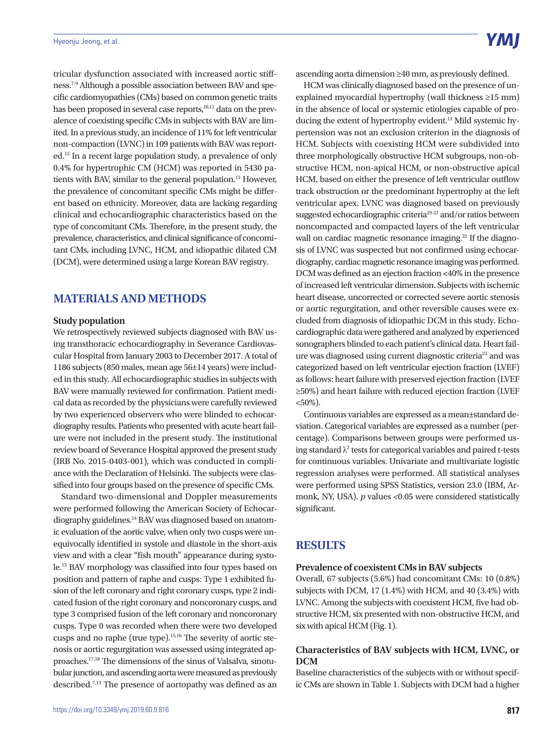tricular dysfunction associated with increased aortic stiffness.[7-9] Although a possible association between BAV and specific cardiomyopathies (CMs) based on common genetic traits has been proposed in several case reports,[10,11] data on the prevalence of coexisting specific CMs in subjects with BAV are limited. In a previous study, an incidence of 11% for left ventricular non-compaction (LVNC) in 109 patients with BAV was reported.[12] In a recent large population study, a prevalence of only 0.4% for hypertrophic CM (HCM) was reported in 5430 patients with BAV, similar to the general population.[13] However, the prevalence of concomitant specific CMs might be different based on ethnicity. Moreover, data are lacking regarding clinical and echocardiographic characteristics based on the type of concomitant CMs. Therefore, in the present study, the prevalence, characteristics, and clinical significance of concomitant CMs, including LVNC, HCM, and idiopathic dilated CM (DCM), were determined using a large Korean BAV registry.

## MATERIALS AND METHODS

### Study population

We retrospectively reviewed subjects diagnosed with BAV using transthoracic echocardiography in Severance Cardiovascular Hospital from January 2003 to December 2017. A total of 1186 subjects (850 males, mean age 56±14 years) were included in this study. All echocardiographic studies in subjects with BAV were manually reviewed for confirmation. Patient medical data as recorded by the physicians were carefully reviewed by two experienced observers who were blinded to echocardiography results. Patients who presented with acute heart failure were not included in the present study. The institutional review board of Severance Hospital approved the present study (IRB No. 2015-0403-001), which was conducted in compliance with the Declaration of Helsinki. The subjects were classified into four groups based on the presence of specific CMs.

Standard two-dimensional and Doppler measurements were performed following the American Society of Echocardiography guidelines.[14] BAV was diagnosed based on anatomic evaluation of the aortic valve, when only two cusps were unequivocally identified in systole and diastole in the short-axis view and with a clear "fish mouth" appearance during systole.[15] BAV morphology was classified into four types based on position and pattern of raphe and cusps: Type 1 exhibited fusion of the left coronary and right coronary cusps, type 2 indicated fusion of the right coronary and noncoronary cusps, and type 3 comprised fusion of the left coronary and noncoronary cusps. Type 0 was recorded when there were two developed cusps and no raphe (true type).[15,16] The severity of aortic stenosis or aortic regurgitation was assessed using integrated approaches.[17,18] The dimensions of the sinus of Valsalva, sinotubular junction, and ascending aorta were measured as previously described.[7,15] The presence of aortopathy was defined as an ascending aorta dimension ≥40 mm, as previously defined.

HCM was clinically diagnosed based on the presence of unexplained myocardial hypertrophy (wall thickness ≥15 mm) in the absence of local or systemic etiologies capable of producing the extent of hypertrophy evident.[13] Mild systemic hypertension was not an exclusion criterion in the diagnosis of HCM. Subjects with coexisting HCM were subdivided into three morphologically obstructive HCM subgroups, non-obstructive HCM, non-apical HCM, or non-obstructive apical HCM, based on either the presence of left ventricular outflow track obstruction or the predominant hypertrophy at the left ventricular apex. LVNC was diagnosed based on previously suggested echocardiographic criteria[19-21] and/or ratios between noncompacted and compacted layers of the left ventricular wall on cardiac magnetic resonance imaging.[22] If the diagnosis of LVNC was suspected but not confirmed using echocardiography, cardiac magnetic resonance imaging was performed. DCM was defined as an ejection fraction <40% in the presence of increased left ventricular dimension. Subjects with ischemic heart disease, uncorrected or corrected severe aortic stenosis or aortic regurgitation, and other reversible causes were excluded from diagnosis of idiopathic DCM in this study. Echocardiographic data were gathered and analyzed by experienced sonographers blinded to each patient's clinical data. Heart failure was diagnosed using current diagnostic criteria[23] and was categorized based on left ventricular ejection fraction (LVEF) as follows: heart failure with preserved ejection fraction (LVEF ≥50%) and heart failure with reduced ejection fraction (LVEF <50%).

Continuous variables are expressed as a mean±standard deviation. Categorical variables are expressed as a number (percentage). Comparisons between groups were performed using standard $\lambda^2$ tests for categorical variables and paired t-tests for continuous variables. Univariate and multivariate logistic regression analyses were performed. All statistical analyses were performed using SPSS Statistics, version 23.0 (IBM, Armonk, NY, USA). *p* values <0.05 were considered statistically significant.

## RESULTS

### Prevalence of coexistent CMs in BAV subjects

Overall, 67 subjects (5.6%) had concomitant CMs: 10 (0.8%) subjects with DCM, 17 (1.4%) with HCM, and 40 (3.4%) with LVNC. Among the subjects with coexistent HCM, five had obstructive HCM, six presented with non-obstructive HCM, and six with apical HCM (Fig. 1).

### Characteristics of BAV subjects with HCM, LVNC, or DCM

Baseline characteristics of the subjects with or without specific CMs are shown in Table 1. Subjects with DCM had a higher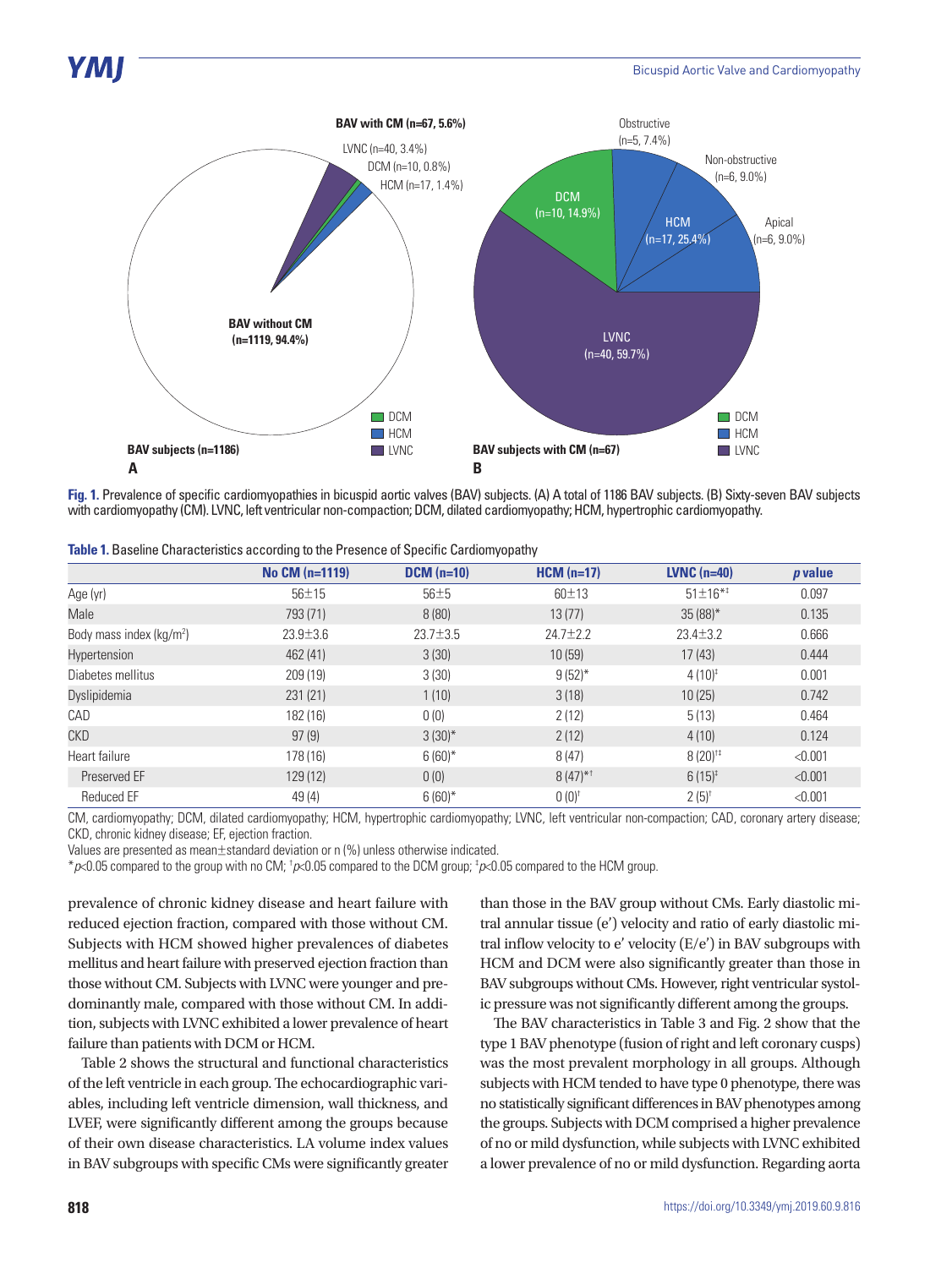Fig. 1. Prevalence of specific cardiomyopathies in bicuspid aortic valves (BAV) subjects. (A) A total of 1186 BAV subjects. (B) Sixty-seven BAV subjects with cardiomyopathy (CM). LVNC, left ventricular non-compaction; DCM, dilated cardiomyopathy; HCM, hypertrophic cardiomyopathy.

**Table 1.** Baseline Characteristics according to the Presence of Specific Cardiomyopathy

| | No CM (n=1119) | DCM (n=10) | HCM (n=17) | LVNC (n=40) | *p* value |
|---|---|---|---|---|---|
| Age (yr) | 56±15 | 56±5 | 60±13 | 51±16*‡ | 0.097 |
| Male | 793 (71) | 8 (80) | 13 (77) | 35 (88)* | 0.135 |
| Body mass index (kg/m²) | 23.9±3.6 | 23.7±3.5 | 24.7±2.2 | 23.4±3.2 | 0.666 |
| Hypertension | 462 (41) | 3 (30) | 10 (59) | 17 (43) | 0.444 |
| Diabetes mellitus | 209 (19) | 3 (30) | 9 (52)* | 4 (10)‡ | 0.001 |
| Dyslipidemia | 231 (21) | 1 (10) | 3 (18) | 10 (25) | 0.742 |
| CAD | 182 (16) | 0 (0) | 2 (12) | 5 (13) | 0.464 |
| CKD | 97 (9) | 3 (30)* | 2 (12) | 4 (10) | 0.124 |
| Heart failure | 178 (16) | 6 (60)* | 8 (47) | 8 (20)†‡ | <0.001 |
| Preserved EF | 129 (12) | 0 (0) | 8 (47)*† | 6 (15)‡ | <0.001 |
| Reduced EF | 49 (4) | 6 (60)* | 0 (0)† | 2 (5)† | <0.001 |

CM, cardiomyopathy; DCM, dilated cardiomyopathy; HCM, hypertrophic cardiomyopathy; LVNC, left ventricular non-compaction; CAD, coronary artery disease; CKD, chronic kidney disease; EF, ejection fraction.

Values are presented as mean±standard deviation or n (%) unless otherwise indicated.

*$p$<0.05 compared to the group with no CM; †$p$<0.05 compared to the DCM group; ‡$p$<0.05 compared to the HCM group.

prevalence of chronic kidney disease and heart failure with reduced ejection fraction, compared with those without CM. Subjects with HCM showed higher prevalences of diabetes mellitus and heart failure with preserved ejection fraction than those without CM. Subjects with LVNC were younger and predominantly male, compared with those without CM. In addition, subjects with LVNC exhibited a lower prevalence of heart failure than patients with DCM or HCM.

Table 2 shows the structural and functional characteristics of the left ventricle in each group. The echocardiographic variables, including left ventricle dimension, wall thickness, and LVEF, were significantly different among the groups because of their own disease characteristics. LA volume index values in BAV subgroups with specific CMs were significantly greater than those in the BAV group without CMs. Early diastolic mitral annular tissue (e') velocity and ratio of early diastolic mitral inflow velocity to e' velocity (E/e') in BAV subgroups with HCM and DCM were also significantly greater than those in BAV subgroups without CMs. However, right ventricular systolic pressure was not significantly different among the groups.

The BAV characteristics in Table 3 and Fig. 2 show that the type 1 BAV phenotype (fusion of right and left coronary cusps) was the most prevalent morphology in all groups. Although subjects with HCM tended to have type 0 phenotype, there was no statistically significant differences in BAV phenotypes among the groups. Subjects with DCM comprised a higher prevalence of no or mild dysfunction, while subjects with LVNC exhibited a lower prevalence of no or mild dysfunction. Regarding aorta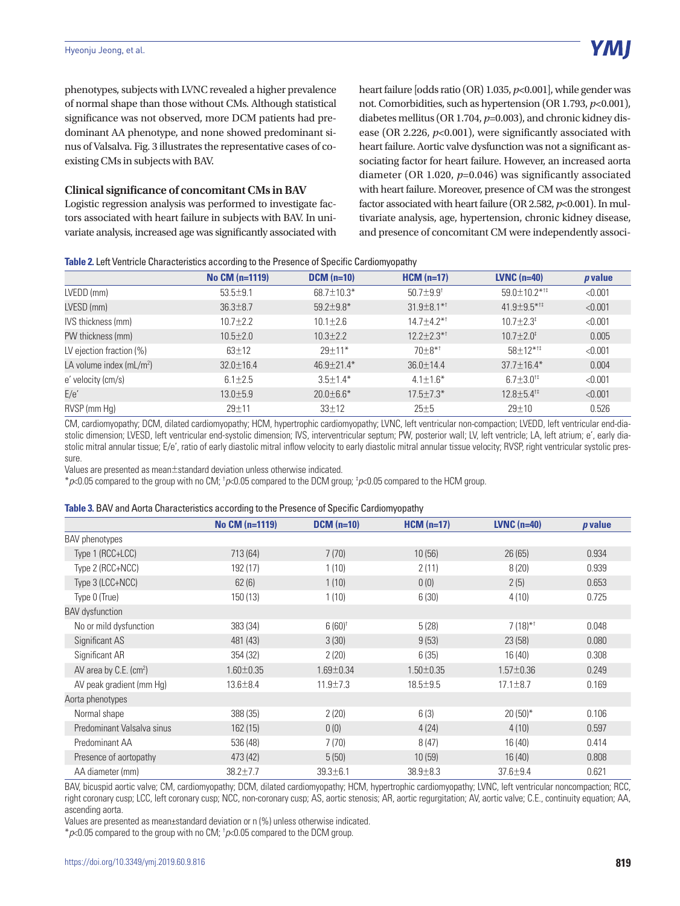phenotypes, subjects with LVNC revealed a higher prevalence of normal shape than those without CMs. Although statistical significance was not observed, more DCM patients had predominant AA phenotype, and none showed predominant sinus of Valsalva. Fig. 3 illustrates the representative cases of coexisting CMs in subjects with BAV.

### Clinical significance of concomitant CMs in BAV

Logistic regression analysis was performed to investigate factors associated with heart failure in subjects with BAV. In univariate analysis, increased age was significantly associated with heart failure [odds ratio (OR) 1.035, $p<0.001$], while gender was not. Comorbidities, such as hypertension (OR 1.793, $p<0.001$), diabetes mellitus (OR 1.704, $p=0.003$), and chronic kidney disease (OR 2.226, $p<0.001$), were significantly associated with heart failure. Aortic valve dysfunction was not a significant associating factor for heart failure. However, an increased aorta diameter (OR 1.020, $p=0.046$) was significantly associated with heart failure. Moreover, presence of CM was the strongest factor associated with heart failure (OR 2.582, $p<0.001$). In multivariate analysis, age, hypertension, chronic kidney disease, and presence of concomitant CM were independently associ-

**Table 2.** Left Ventricle Characteristics according to the Presence of Specific Cardiomyopathy

| | No CM (n=1119) | DCM (n=10) | HCM (n=17) | LVNC (n=40) | *p* value |
|---|---|---|---|---|---|
| LVEDD (mm) | 53.5±9.1 | 68.7±10.3* | 50.7±9.9† | 59.0±10.2*†‡ | <0.001 |
| LVESD (mm) | 36.3±8.7 | 59.2±9.8* | 31.9±8.1*† | 41.9±9.5*†‡ | <0.001 |
| IVS thickness (mm) | 10.7±2.2 | 10.1±2.6 | 14.7±4.2*† | 10.7±2.3‡ | <0.001 |
| PW thickness (mm) | 10.5±2.0 | 10.3±2.2 | 12.2±2.3*† | 10.7±2.0‡ | 0.005 |
| LV ejection fraction (%) | 63±12 | 29±11* | 70±8*† | 58±12*†‡ | <0.001 |
| LA volume index (mL/m$^2$) | 32.0±16.4 | 46.9±21.4* | 36.0±14.4 | 37.7±16.4* | 0.004 |
| e' velocity (cm/s) | 6.1±2.5 | 3.5±1.4* | 4.1±1.6* | 6.7±3.0†‡ | <0.001 |
| E/e' | 13.0±5.9 | 20.0±6.6* | 17.5±7.3* | 12.8±5.4†‡ | <0.001 |
| RVSP (mm Hg) | 29±11 | 33±12 | 25±5 | 29±10 | 0.526 |

CM, cardiomyopathy; DCM, dilated cardiomyopathy; HCM, hypertrophic cardiomyopathy; LVNC, left ventricular non-compaction; LVEDD, left ventricular end-diastolic dimension; LVESD, left ventricular end-systolic dimension; IVS, interventricular septum; PW, posterior wall; LV, left ventricle; LA, left atrium; e', early diastolic mitral annular tissue; E/e', ratio of early diastolic mitral inflow velocity to early diastolic mitral annular tissue velocity; RVSP, right ventricular systolic pressure.

Values are presented as mean±standard deviation unless otherwise indicated.

*$p<0.05$ compared to the group with no CM; †$p<0.05$ compared to the DCM group; ‡$p<0.05$ compared to the HCM group.

**Table 3.** BAV and Aorta Characteristics according to the Presence of Specific Cardiomyopathy

| | No CM (n=1119) | DCM (n=10) | HCM (n=17) | LVNC (n=40) | *p* value |
|---|---|---|---|---|---|
| BAV phenotypes | | | | | |
| Type 1 (RCC+LCC) | 713 (64) | 7 (70) | 10 (56) | 26 (65) | 0.934 |
| Type 2 (RCC+NCC) | 192 (17) | 1 (10) | 2 (11) | 8 (20) | 0.939 |
| Type 3 (LCC+NCC) | 62 (6) | 1 (10) | 0 (0) | 2 (5) | 0.653 |
| Type 0 (True) | 150 (13) | 1 (10) | 6 (30) | 4 (10) | 0.725 |
| BAV dysfunction | | | | | |
| No or mild dysfunction | 383 (34) | 6 (60)† | 5 (28) | 7 (18)*† | 0.048 |
| Significant AS | 481 (43) | 3 (30) | 9 (53) | 23 (58) | 0.080 |
| Significant AR | 354 (32) | 2 (20) | 6 (35) | 16 (40) | 0.308 |
| AV area by C.E. (cm$^2$) | 1.60±0.35 | 1.69±0.34 | 1.50±0.35 | 1.57±0.36 | 0.249 |
| AV peak gradient (mm Hg) | 13.6±8.4 | 11.9±7.3 | 18.5±9.5 | 17.1±8.7 | 0.169 |
| Aorta phenotypes | | | | | |
| Normal shape | 388 (35) | 2 (20) | 6 (3) | 20 (50)* | 0.106 |
| Predominant Valsalva sinus | 162 (15) | 0 (0) | 4 (24) | 4 (10) | 0.597 |
| Predominant AA | 536 (48) | 7 (70) | 8 (47) | 16 (40) | 0.414 |
| Presence of aortopathy | 473 (42) | 5 (50) | 10 (59) | 16 (40) | 0.808 |
| AA diameter (mm) | 38.2±7.7 | 39.3±6.1 | 38.9±8.3 | 37.6±9.4 | 0.621 |

BAV, bicuspid aortic valve; CM, cardiomyopathy; DCM, dilated cardiomyopathy; HCM, hypertrophic cardiomyopathy; LVNC, left ventricular noncompaction; RCC, right coronary cusp; LCC, left coronary cusp; NCC, non-coronary cusp; AS, aortic stenosis; AR, aortic regurgitation; AV, aortic valve; C.E., continuity equation; AA, ascending aorta.

Values are presented as mean±standard deviation or n (%) unless otherwise indicated.

*$p<0.05$ compared to the group with no CM; †$p<0.05$ compared to the DCM group.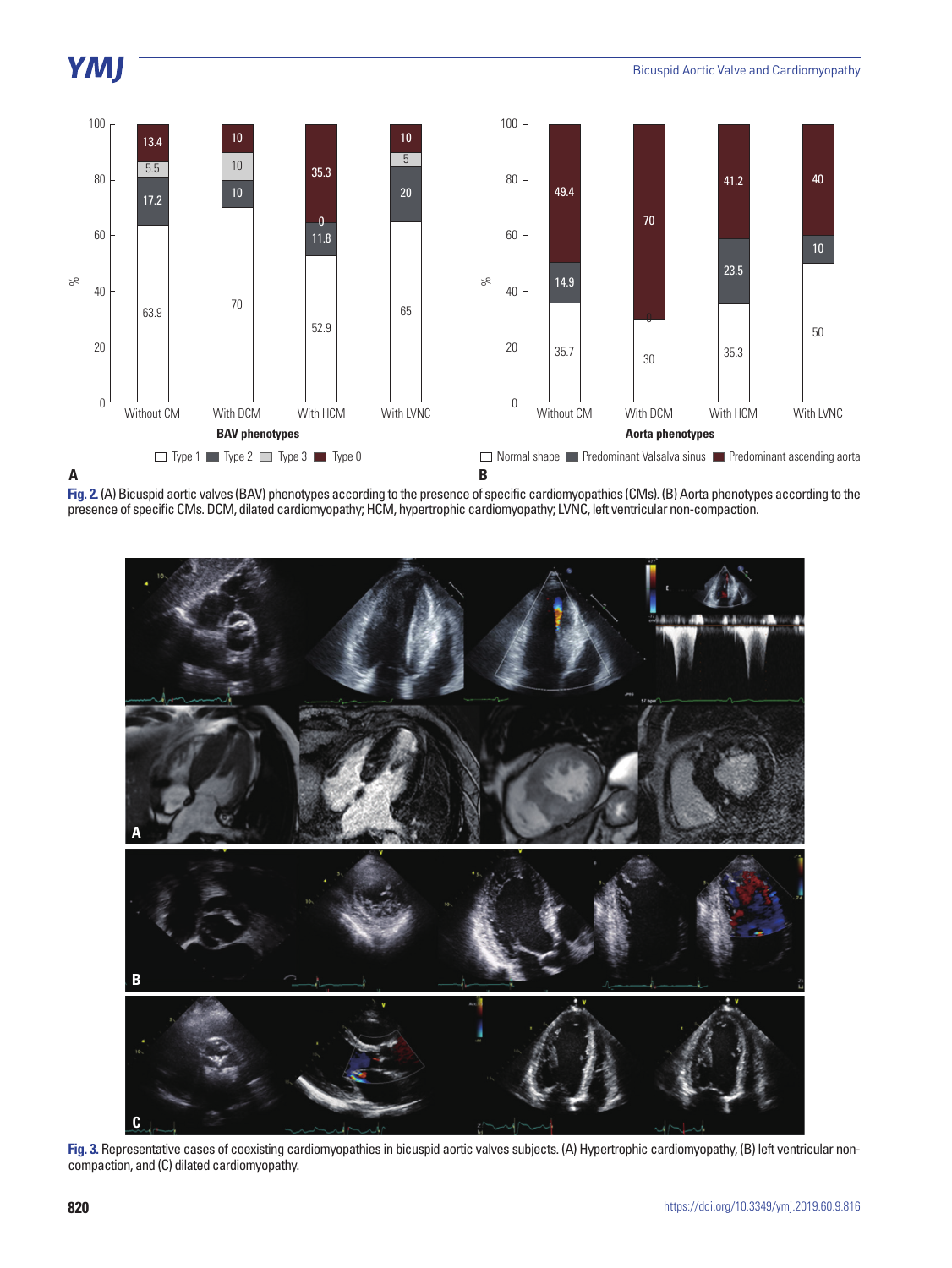Fig. 2. (A) Bicuspid aortic valves (BAV) phenotypes according to the presence of specific cardiomyopathies (CMs). (B) Aorta phenotypes according to the presence of specific CMs. DCM, dilated cardiomyopathy; HCM, hypertrophic cardiomyopathy; LVNC, left ventricular non-compaction.

Fig. 3. Representative cases of coexisting cardiomyopathies in bicuspid aortic valves subjects. (A) Hypertrophic cardiomyopathy, (B) left ventricular non-compaction, and (C) dilated cardiomyopathy.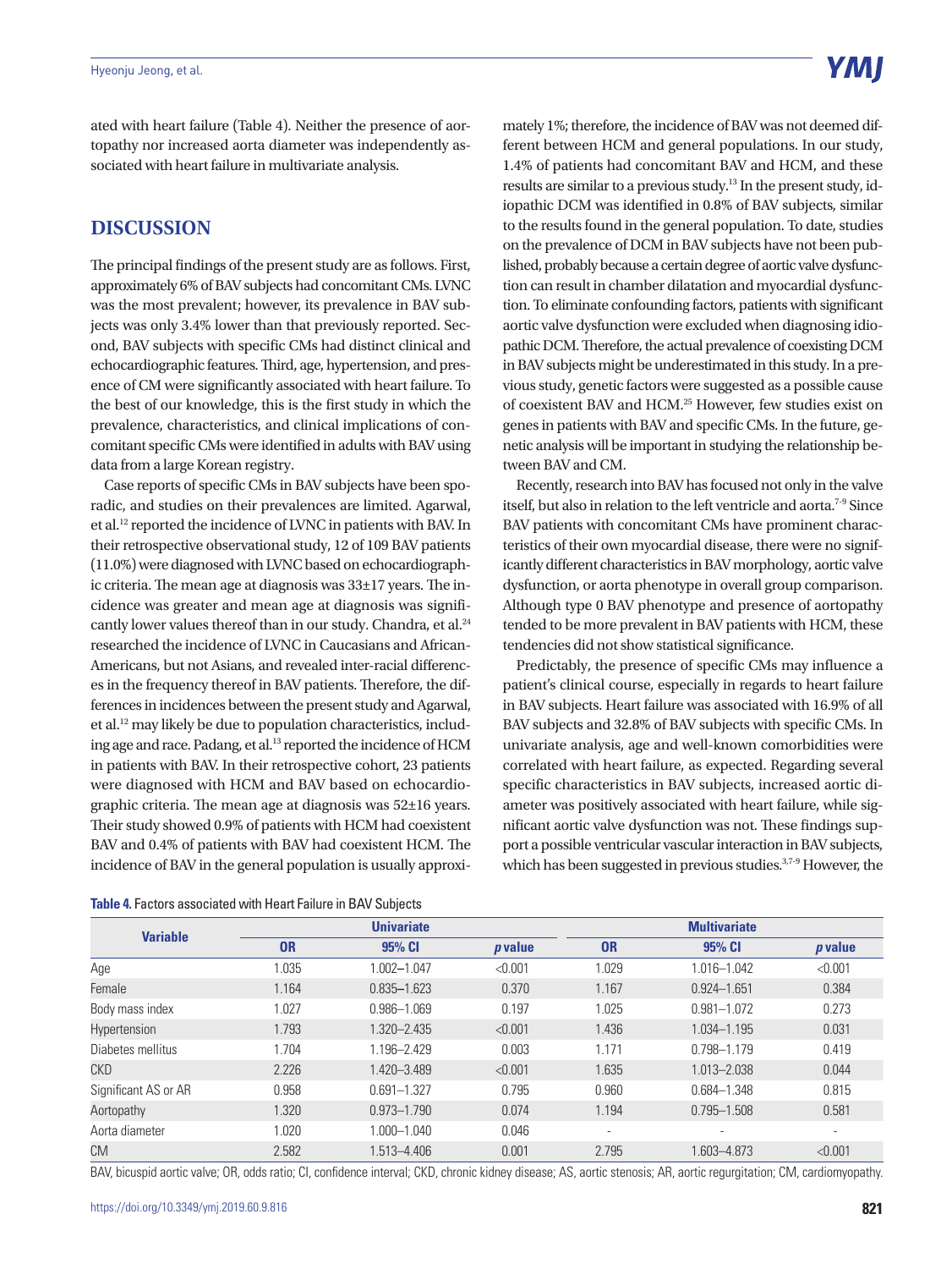ated with heart failure (Table 4). Neither the presence of aortopathy nor increased aorta diameter was independently associated with heart failure in multivariate analysis.

## DISCUSSION

The principal findings of the present study are as follows. First, approximately 6% of BAV subjects had concomitant CMs. LVNC was the most prevalent; however, its prevalence in BAV subjects was only 3.4% lower than that previously reported. Second, BAV subjects with specific CMs had distinct clinical and echocardiographic features. Third, age, hypertension, and presence of CM were significantly associated with heart failure. To the best of our knowledge, this is the first study in which the prevalence, characteristics, and clinical implications of concomitant specific CMs were identified in adults with BAV using data from a large Korean registry.

Case reports of specific CMs in BAV subjects have been sporadic, and studies on their prevalences are limited. Agarwal, et al.[12] reported the incidence of LVNC in patients with BAV. In their retrospective observational study, 12 of 109 BAV patients (11.0%) were diagnosed with LVNC based on echocardiographic criteria. The mean age at diagnosis was 33±17 years. The incidence was greater and mean age at diagnosis was significantly lower values thereof than in our study. Chandra, et al.[24] researched the incidence of LVNC in Caucasians and African-Americans, but not Asians, and revealed inter-racial differences in the frequency thereof in BAV patients. Therefore, the differences in incidences between the present study and Agarwal, et al.[12] may likely be due to population characteristics, including age and race. Padang, et al.[13] reported the incidence of HCM in patients with BAV. In their retrospective cohort, 23 patients were diagnosed with HCM and BAV based on echocardiographic criteria. The mean age at diagnosis was 52±16 years. Their study showed 0.9% of patients with HCM had coexistent BAV and 0.4% of patients with BAV had coexistent HCM. The incidence of BAV in the general population is usually approximately 1%; therefore, the incidence of BAV was not deemed different between HCM and general populations. In our study, 1.4% of patients had concomitant BAV and HCM, and these results are similar to a previous study.[13] In the present study, idiopathic DCM was identified in 0.8% of BAV subjects, similar to the results found in the general population. To date, studies on the prevalence of DCM in BAV subjects have not been published, probably because a certain degree of aortic valve dysfunction can result in chamber dilatation and myocardial dysfunction. To eliminate confounding factors, patients with significant aortic valve dysfunction were excluded when diagnosing idiopathic DCM. Therefore, the actual prevalence of coexisting DCM in BAV subjects might be underestimated in this study. In a previous study, genetic factors were suggested as a possible cause of coexistent BAV and HCM.[25] However, few studies exist on genes in patients with BAV and specific CMs. In the future, genetic analysis will be important in studying the relationship between BAV and CM.

Recently, research into BAV has focused not only in the valve itself, but also in relation to the left ventricle and aorta.[7-9] Since BAV patients with concomitant CMs have prominent characteristics of their own myocardial disease, there were no significantly different characteristics in BAV morphology, aortic valve dysfunction, or aorta phenotype in overall group comparison. Although type 0 BAV phenotype and presence of aortopathy tended to be more prevalent in BAV patients with HCM, these tendencies did not show statistical significance.

Predictably, the presence of specific CMs may influence a patient's clinical course, especially in regards to heart failure in BAV subjects. Heart failure was associated with 16.9% of all BAV subjects and 32.8% of BAV subjects with specific CMs. In univariate analysis, age and well-known comorbidities were correlated with heart failure, as expected. Regarding several specific characteristics in BAV subjects, increased aortic diameter was positively associated with heart failure, while significant aortic valve dysfunction was not. These findings support a possible ventricular vascular interaction in BAV subjects, which has been suggested in previous studies.[3,7-9] However, the

**Table 4.** Factors associated with Heart Failure in BAV Subjects

| Variable | Univariate | | | Multivariate | | |
|---|---|---|---|---|---|---|
| | OR | 95% CI | *p* value | OR | 95% CI | *p* value |
| Age | 1.035 | 1.002–1.047 | <0.001 | 1.029 | 1.016–1.042 | <0.001 |
| Female | 1.164 | 0.835–1.623 | 0.370 | 1.167 | 0.924–1.651 | 0.384 |
| Body mass index | 1.027 | 0.986–1.069 | 0.197 | 1.025 | 0.981–1.072 | 0.273 |
| Hypertension | 1.793 | 1.320–2.435 | <0.001 | 1.436 | 1.034–1.195 | 0.031 |
| Diabetes mellitus | 1.704 | 1.196–2.429 | 0.003 | 1.171 | 0.798–1.179 | 0.419 |
| CKD | 2.226 | 1.420–3.489 | <0.001 | 1.635 | 1.013–2.038 | 0.044 |
| Significant AS or AR | 0.958 | 0.691–1.327 | 0.795 | 0.960 | 0.684–1.348 | 0.815 |
| Aortopathy | 1.320 | 0.973–1.790 | 0.074 | 1.194 | 0.795–1.508 | 0.581 |
| Aorta diameter | 1.020 | 1.000–1.040 | 0.046 | - | - | - |
| CM | 2.582 | 1.513–4.406 | 0.001 | 2.795 | 1.603–4.873 | <0.001 |

BAV, bicuspid aortic valve; OR, odds ratio; CI, confidence interval; CKD, chronic kidney disease; AS, aortic stenosis; AR, aortic regurgitation; CM, cardiomyopathy.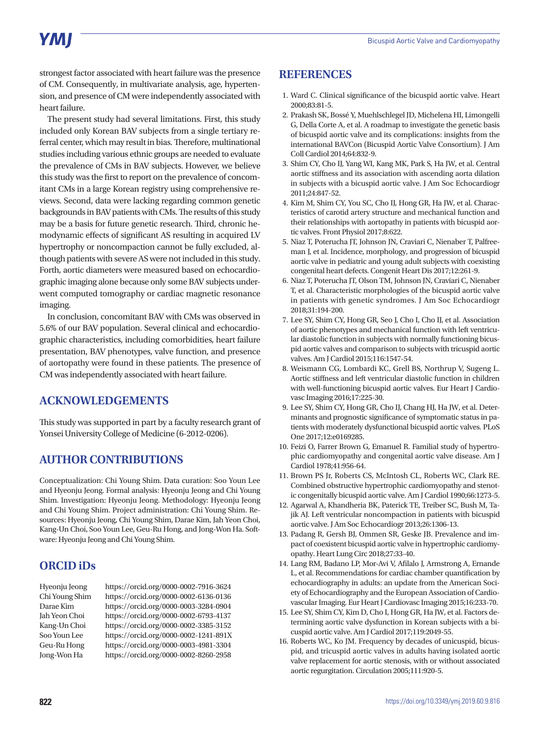strongest factor associated with heart failure was the presence of CM. Consequently, in multivariate analysis, age, hypertension, and presence of CM were independently associated with heart failure.

The present study had several limitations. First, this study included only Korean BAV subjects from a single tertiary referral center, which may result in bias. Therefore, multinational studies including various ethnic groups are needed to evaluate the prevalence of CMs in BAV subjects. However, we believe this study was the first to report on the prevalence of concomitant CMs in a large Korean registry using comprehensive reviews. Second, data were lacking regarding common genetic backgrounds in BAV patients with CMs. The results of this study may be a basis for future genetic research. Third, chronic hemodynamic effects of significant AS resulting in acquired LV hypertrophy or noncompaction cannot be fully excluded, although patients with severe AS were not included in this study. Forth, aortic diameters were measured based on echocardiographic imaging alone because only some BAV subjects underwent computed tomography or cardiac magnetic resonance imaging.

In conclusion, concomitant BAV with CMs was observed in 5.6% of our BAV population. Several clinical and echocardiographic characteristics, including comorbidities, heart failure presentation, BAV phenotypes, valve function, and presence of aortopathy were found in these patients. The presence of CM was independently associated with heart failure.

## ACKNOWLEDGEMENTS

This study was supported in part by a faculty research grant of Yonsei University College of Medicine (6-2012-0206).

## AUTHOR CONTRIBUTIONS

Conceptualization: Chi Young Shim. Data curation: Soo Youn Lee and Hyeonju Jeong. Formal analysis: Hyeonju Jeong and Chi Young Shim. Investigation: Hyeonju Jeong. Methodology: Hyeonju Jeong and Chi Young Shim. Project administration: Chi Young Shim. Resources: Hyeonju Jeong, Chi Young Shim, Darae Kim, Jah Yeon Choi, Kang-Un Choi, Soo Youn Lee, Geu-Ru Hong, and Jong-Won Ha. Software: Hyeonju Jeong and Chi Young Shim.

## ORCID iDs

| | |
|---|---|
| Hyeonju Jeong | https://orcid.org/0000-0002-7916-3624 |
| Chi Young Shim | https://orcid.org/0000-0002-6136-0136 |
| Darae Kim | https://orcid.org/0000-0003-3284-0904 |
| Jah Yeon Choi | https://orcid.org/0000-0002-6793-4137 |
| Kang-Un Choi | https://orcid.org/0000-0002-3385-3152 |
| Soo Youn Lee | https://orcid.org/0000-0002-1241-891X |
| Geu-Ru Hong | https://orcid.org/0000-0003-4981-3304 |
| Jong-Won Ha | https://orcid.org/0000-0002-8260-2958 |

## REFERENCES

1. Ward C. Clinical significance of the bicuspid aortic valve. Heart 2000;83:81-5.
2. Prakash SK, Bossé Y, Muehlschlegel JD, Michelena HI, Limongelli G, Della Corte A, et al. A roadmap to investigate the genetic basis of bicuspid aortic valve and its complications: insights from the international BAVCon (Bicuspid Aortic Valve Consortium). J Am Coll Cardiol 2014;64:832-9.
3. Shim CY, Cho IJ, Yang WI, Kang MK, Park S, Ha JW, et al. Central aortic stiffness and its association with ascending aorta dilation in subjects with a bicuspid aortic valve. J Am Soc Echocardiogr 2011;24:847-52.
4. Kim M, Shim CY, You SC, Cho IJ, Hong GR, Ha JW, et al. Characteristics of carotid artery structure and mechanical function and their relationships with aortopathy in patients with bicuspid aortic valves. Front Physiol 2017;8:622.
5. Niaz T, Poterucha JT, Johnson JN, Craviari C, Nienaber T, Palfreeman J, et al. Incidence, morphology, and progression of bicuspid aortic valve in pediatric and young adult subjects with coexisting congenital heart defects. Congenit Heart Dis 2017;12:261-9.
6. Niaz T, Poterucha JT, Olson TM, Johnson JN, Craviari C, Nienaber T, et al. Characteristic morphologies of the bicuspid aortic valve in patients with genetic syndromes. J Am Soc Echocardiogr 2018;31:194-200.
7. Lee SY, Shim CY, Hong GR, Seo J, Cho I, Cho IJ, et al. Association of aortic phenotypes and mechanical function with left ventricular diastolic function in subjects with normally functioning bicuspid aortic valves and comparison to subjects with tricuspid aortic valves. Am J Cardiol 2015;116:1547-54.
8. Weismann CG, Lombardi KC, Grell BS, Northrup V, Sugeng L. Aortic stiffness and left ventricular diastolic function in children with well-functioning bicuspid aortic valves. Eur Heart J Cardiovasc Imaging 2016;17:225-30.
9. Lee SY, Shim CY, Hong GR, Cho IJ, Chang HJ, Ha JW, et al. Determinants and prognostic significance of symptomatic status in patients with moderately dysfunctional bicuspid aortic valves. PLoS One 2017;12:e0169285.
10. Feizi O, Farrer Brown G, Emanuel R. Familial study of hypertrophic cardiomyopathy and congenital aortic valve disease. Am J Cardiol 1978;41:956-64.
11. Brown PS Jr, Roberts CS, McIntosh CL, Roberts WC, Clark RE. Combined obstructive hypertrophic cardiomyopathy and stenotic congenitally bicuspid aortic valve. Am J Cardiol 1990;66:1273-5.
12. Agarwal A, Khandheria BK, Paterick TE, Treiber SC, Bush M, Tajik AJ. Left ventricular noncompaction in patients with bicuspid aortic valve. J Am Soc Echocardiogr 2013;26:1306-13.
13. Padang R, Gersh BJ, Ommen SR, Geske JB. Prevalence and impact of coexistent bicuspid aortic valve in hypertrophic cardiomyopathy. Heart Lung Circ 2018;27:33-40.
14. Lang RM, Badano LP, Mor-Avi V, Afilalo J, Armstrong A, Ernande L, et al. Recommendations for cardiac chamber quantification by echocardiography in adults: an update from the American Society of Echocardiography and the European Association of Cardiovascular Imaging. Eur Heart J Cardiovasc Imaging 2015;16:233-70.
15. Lee SY, Shim CY, Kim D, Cho I, Hong GR, Ha JW, et al. Factors determining aortic valve dysfunction in Korean subjects with a bicuspid aortic valve. Am J Cardiol 2017;119:2049-55.
16. Roberts WC, Ko JM. Frequency by decades of unicuspid, bicuspid, and tricuspid aortic valves in adults having isolated aortic valve replacement for aortic stenosis, with or without associated aortic regurgitation. Circulation 2005;111:920-5.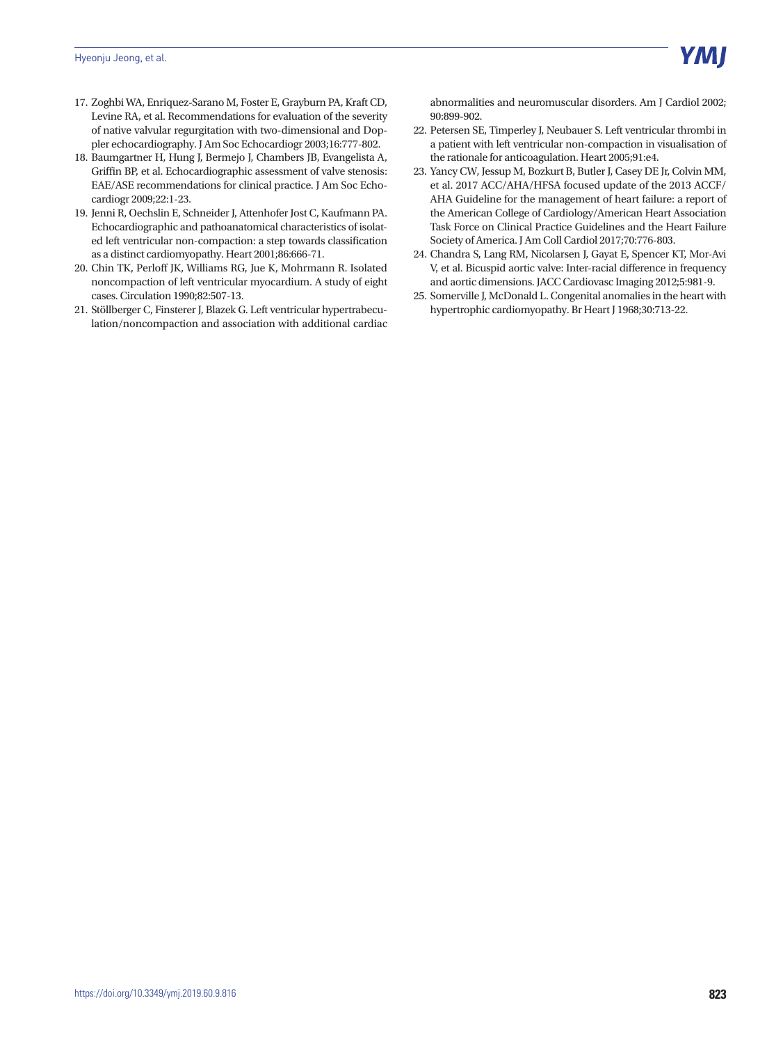17. Zoghbi WA, Enriquez-Sarano M, Foster E, Grayburn PA, Kraft CD, Levine RA, et al. Recommendations for evaluation of the severity of native valvular regurgitation with two-dimensional and Doppler echocardiography. J Am Soc Echocardiogr 2003;16:777-802.
18. Baumgartner H, Hung J, Bermejo J, Chambers JB, Evangelista A, Griffin BP, et al. Echocardiographic assessment of valve stenosis: EAE/ASE recommendations for clinical practice. J Am Soc Echocardiogr 2009;22:1-23.
19. Jenni R, Oechslin E, Schneider J, Attenhofer Jost C, Kaufmann PA. Echocardiographic and pathoanatomical characteristics of isolated left ventricular non-compaction: a step towards classification as a distinct cardiomyopathy. Heart 2001;86:666-71.
20. Chin TK, Perloff JK, Williams RG, Jue K, Mohrmann R. Isolated noncompaction of left ventricular myocardium. A study of eight cases. Circulation 1990;82:507-13.
21. Stöllberger C, Finsterer J, Blazek G. Left ventricular hypertrabeculation/noncompaction and association with additional cardiac abnormalities and neuromuscular disorders. Am J Cardiol 2002; 90:899-902.
22. Petersen SE, Timperley J, Neubauer S. Left ventricular thrombi in a patient with left ventricular non-compaction in visualisation of the rationale for anticoagulation. Heart 2005;91:e4.
23. Yancy CW, Jessup M, Bozkurt B, Butler J, Casey DE Jr, Colvin MM, et al. 2017 ACC/AHA/HFSA focused update of the 2013 ACCF/AHA Guideline for the management of heart failure: a report of the American College of Cardiology/American Heart Association Task Force on Clinical Practice Guidelines and the Heart Failure Society of America. J Am Coll Cardiol 2017;70:776-803.
24. Chandra S, Lang RM, Nicolarsen J, Gayat E, Spencer KT, Mor-Avi V, et al. Bicuspid aortic valve: Inter-racial difference in frequency and aortic dimensions. JACC Cardiovasc Imaging 2012;5:981-9.
25. Somerville J, McDonald L. Congenital anomalies in the heart with hypertrophic cardiomyopathy. Br Heart J 1968;30:713-22.